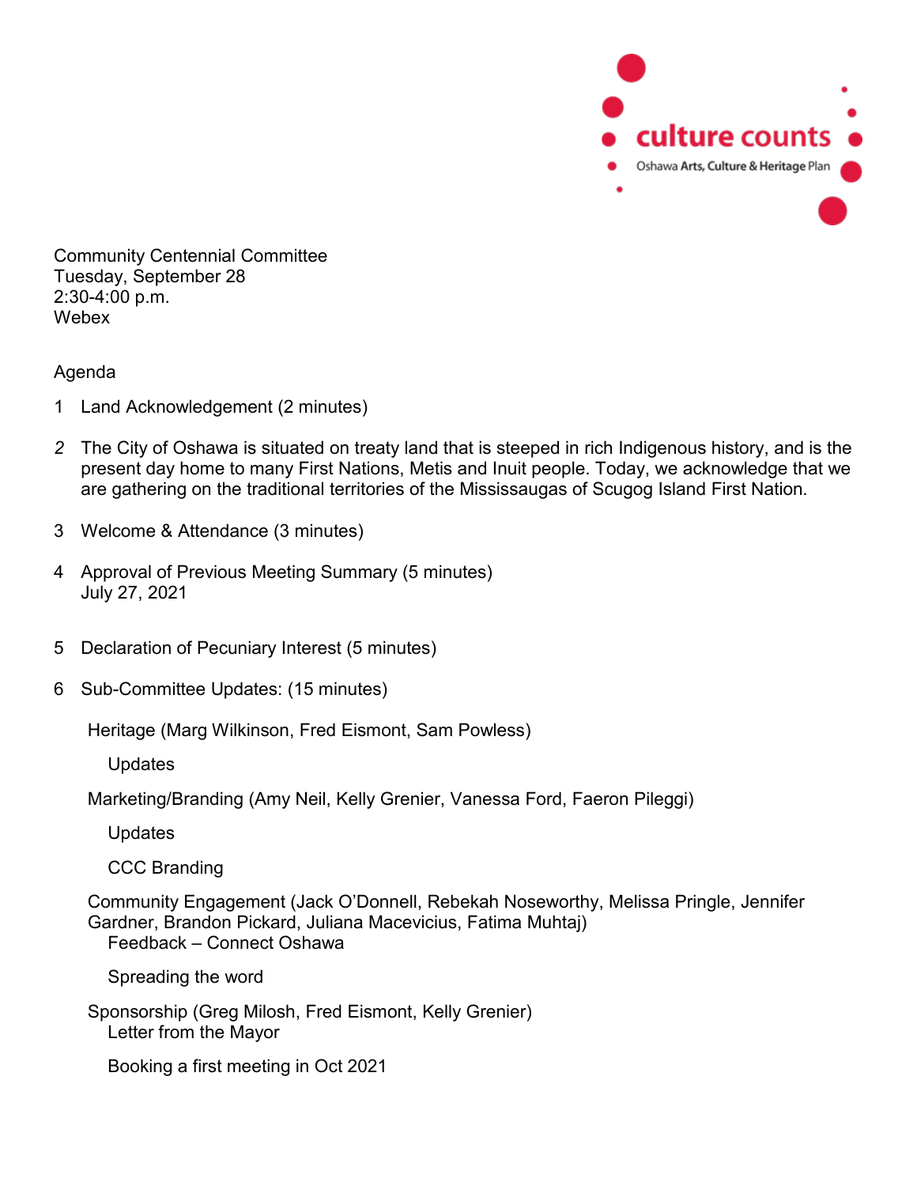culture counts

Oshawa **Arts, Culture & Heritage** Plan

Community Centennial Committee
Tuesday, September 28
2:30-4:00 p.m.
Webex

Agenda

1 Land Acknowledgement (2 minutes)

2 The City of Oshawa is situated on treaty land that is steeped in rich Indigenous history, and is the present day home to many First Nations, Metis and Inuit people. Today, we acknowledge that we are gathering on the traditional territories of the Mississaugas of Scugog Island First Nation.

3 Welcome & Attendance (3 minutes)

4 Approval of Previous Meeting Summary (5 minutes)
July 27, 2021

5 Declaration of Pecuniary Interest (5 minutes)

6 Sub-Committee Updates: (15 minutes)

Heritage (Marg Wilkinson, Fred Eismont, Sam Powless)

- Updates

Marketing/Branding (Amy Neil, Kelly Grenier, Vanessa Ford, Faeron Pileggi)

- Updates
- CCC Branding

Community Engagement (Jack O'Donnell, Rebekah Noseworthy, Melissa Pringle, Jennifer Gardner, Brandon Pickard, Juliana Macevicius, Fatima Muhtaj)

- Feedback – Connect Oshawa
- Spreading the word

Sponsorship (Greg Milosh, Fred Eismont, Kelly Grenier)

- Letter from the Mayor
- Booking a first meeting in Oct 2021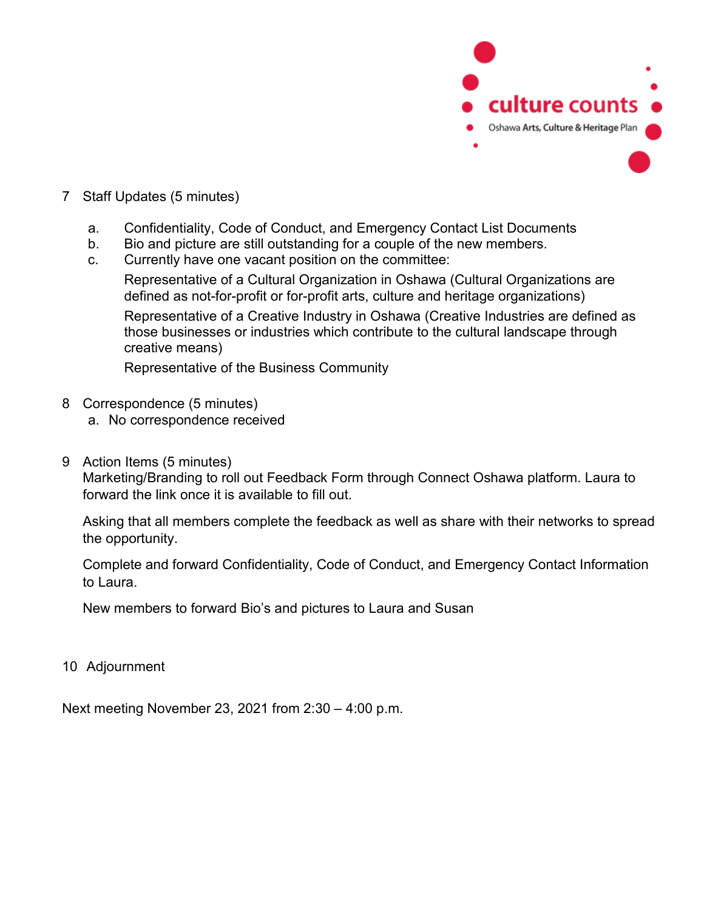7 Staff Updates (5 minutes)

a. Confidentiality, Code of Conduct, and Emergency Contact List Documents
b. Bio and picture are still outstanding for a couple of the new members.
c. Currently have one vacant position on the committee:

   Representative of a Cultural Organization in Oshawa (Cultural Organizations are defined as not-for-profit or for-profit arts, culture and heritage organizations)

   Representative of a Creative Industry in Oshawa (Creative Industries are defined as those businesses or industries which contribute to the cultural landscape through creative means)

   Representative of the Business Community

8 Correspondence (5 minutes)

a. No correspondence received

9 Action Items (5 minutes)

Marketing/Branding to roll out Feedback Form through Connect Oshawa platform. Laura to forward the link once it is available to fill out.

Asking that all members complete the feedback as well as share with their networks to spread the opportunity.

Complete and forward Confidentiality, Code of Conduct, and Emergency Contact Information to Laura.

New members to forward Bio's and pictures to Laura and Susan

10 Adjournment

Next meeting November 23, 2021 from 2:30 – 4:00 p.m.